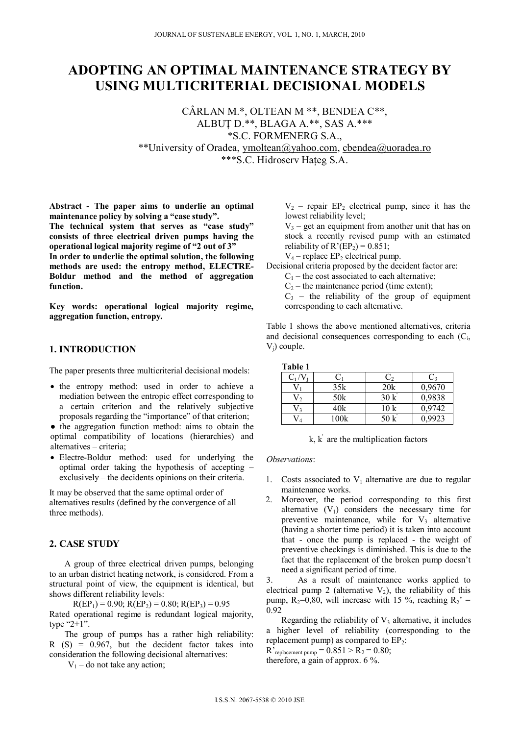# ADOPTING AN OPTIMAL MAINTENANCE STRATEGY BY USING MULTICRITERIAL DECISIONAL MODELS

CÂRLAN M.*, OLTEAN M **, BENDEA C**, ALBUȚ D.**, BLAGA A.**, SAS A.***

*S.C. FORMENERG S.A.,

**University of Oradea, ymoltean@yahoo.com, cbendea@uoradea.ro

***S.C. Hidroserv Hațeg S.A.

**Abstract - The paper aims to underlie an optimal maintenance policy by solving a "case study".**
**The technical system that serves as "case study" consists of three electrical driven pumps having the operational logical majority regime of "2 out of 3"**
**In order to underlie the optimal solution, the following methods are used: the entropy method, ELECTRE-Boldur method and the method of aggregation function.**

**Key words: operational logical majority regime, aggregation function, entropy.**

## 1. INTRODUCTION

The paper presents three multicriterial decisional models:

- the entropy method: used in order to achieve a mediation between the entropic effect corresponding to a certain criterion and the relatively subjective proposals regarding the "importance" of that criterion;
- the aggregation function method: aims to obtain the optimal compatibility of locations (hierarchies) and alternatives – criteria;
- Electre-Boldur method: used for underlying the optimal order taking the hypothesis of accepting – exclusively – the decidents opinions on their criteria.

It may be observed that the same optimal order of alternatives results (defined by the convergence of all three methods).

## 2. CASE STUDY

A group of three electrical driven pumps, belonging to an urban district heating network, is considered. From a structural point of view, the equipment is identical, but shows different reliability levels:

$$R(EP_1) = 0.90;\ R(EP_2) = 0.80;\ R(EP_3) = 0.95$$

Rated operational regime is redundant logical majority, type "2+1".

The group of pumps has a rather high reliability: R (S) = 0.967, but the decident factor takes into consideration the following decisional alternatives:

$V_1$ – do not take any action;

$V_2$ – repair $EP_2$ electrical pump, since it has the lowest reliability level;

$V_3$ – get an equipment from another unit that has on stock a recently revised pump with an estimated reliability of $R'(EP_2) = 0.851$;

$V_4$ – replace $EP_2$ electrical pump.

Decisional criteria proposed by the decident factor are:

$C_1$ – the cost associated to each alternative;

$C_2$ – the maintenance period (time extent);

$C_3$ – the reliability of the group of equipment corresponding to each alternative.

Table 1 shows the above mentioned alternatives, criteria and decisional consequences corresponding to each ($C_i$, $V_j$) couple.

**Table 1**

| $C_i$ /$V_j$ | $C_1$ | $C_2$ | $C_3$ |
|---|---|---|---|
| $V_1$ | 35k | 20k | 0,9670 |
| $V_2$ | 50k | 30 k' | 0,9838 |
| $V_3$ | 40k | 10 k | 0,9742 |
| $V_4$ | 100k | 50 k' | 0,9923 |

k, k' are the multiplication factors

*Observations*:

1. Costs associated to $V_1$ alternative are due to regular maintenance works.
2. Moreover, the period corresponding to this first alternative ($V_1$) considers the necessary time for preventive maintenance, while for $V_3$ alternative (having a shorter time period) it is taken into account that - once the pump is replaced - the weight of preventive checkings is diminished. This is due to the fact that the replacement of the broken pump doesn't need a significant period of time.
3. As a result of maintenance works applied to electrical pump 2 (alternative $V_2$), the reliability of this pump, $R_2$=0,80, will increase with 15 %, reaching $R_2'$ = 0.92

Regarding the reliability of $V_3$ alternative, it includes a higher level of reliability (corresponding to the replacement pump) as compared to $EP_2$:

$R'_{\text{replacement pump}} = 0.851 > R_2 = 0.80$;

therefore, a gain of approx. 6 %.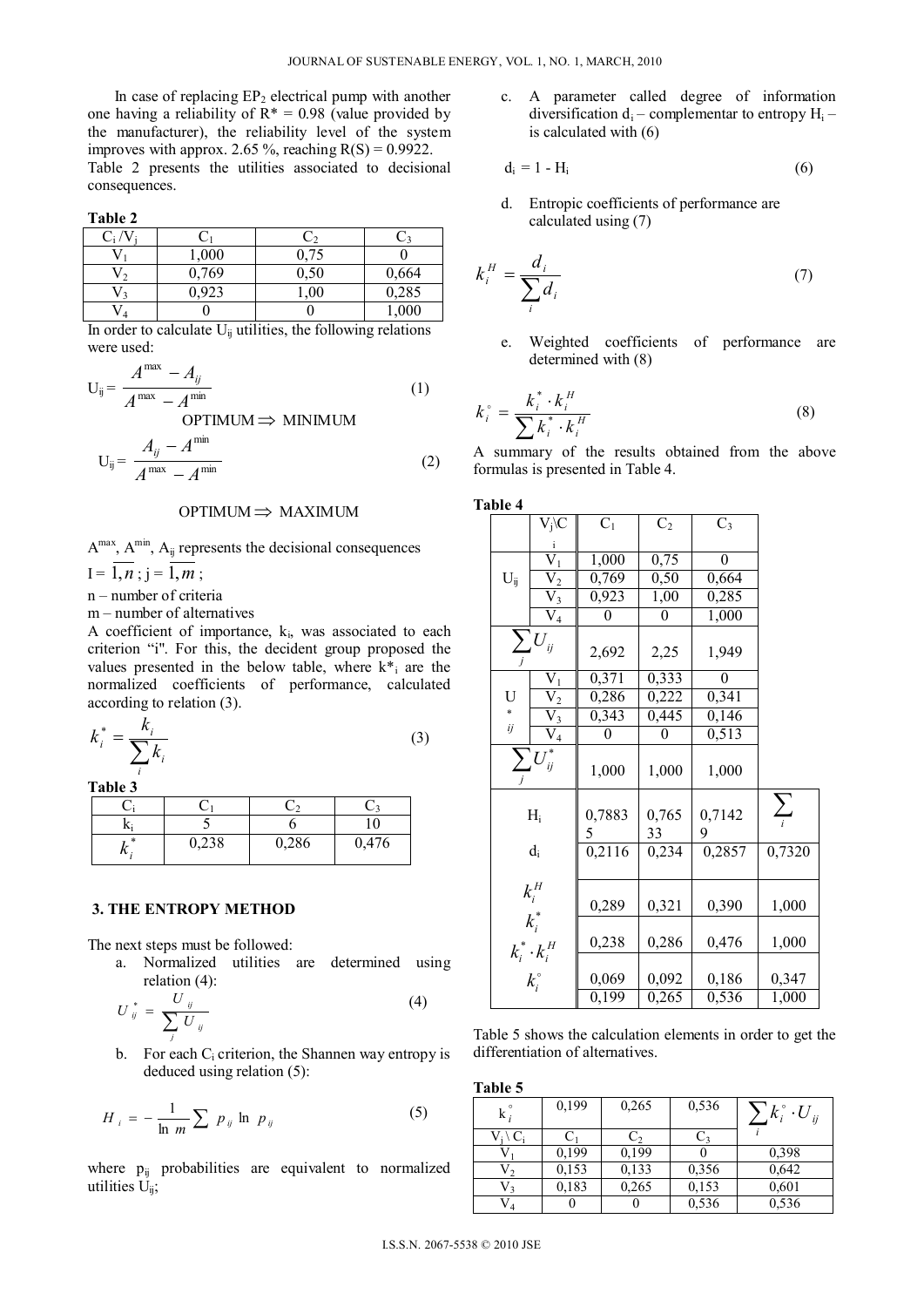In case of replacing $EP_2$ electrical pump with another one having a reliability of $R^* = 0.98$ (value provided by the manufacturer), the reliability level of the system improves with approx. 2.65 %, reaching $R(S) = 0.9922$.

Table 2 presents the utilities associated to decisional consequences.

**Table 2**

| $C_i$ /$V_j$ | $C_1$ | $C_2$ | $C_3$ |
|---|---|---|---|
| $V_1$ | 1,000 | 0,75 | 0 |
| $V_2$ | 0,769 | 0,50 | 0,664 |
| $V_3$ | 0,923 | 1,00 | 0,285 |
| $V_4$ | 0 | 0 | 1,000 |

In order to calculate $U_{ij}$ utilities, the following relations were used:

$$U_{ij} = \frac{A^{\max} - A_{ij}}{A^{\max} - A^{\min}} \qquad (1)$$

OPTIMUM $\Rightarrow$ MINIMUM

$$U_{ij} = \frac{A_{ij} - A^{\min}}{A^{\max} - A^{\min}} \qquad (2)$$

OPTIMUM $\Rightarrow$ MAXIMUM

$A^{\max}$, $A^{\min}$, $A_{ij}$ represents the decisional consequences

$I = \overline{1,n}$ ; $j = \overline{1,m}$ ;

n – number of criteria

m – number of alternatives

A coefficient of importance, $k_i$, was associated to each criterion "i". For this, the decident group proposed the values presented in the below table, where $k^*_i$ are the normalized coefficients of performance, calculated according to relation (3).

$$k_i^* = \frac{k_i}{\sum_i k_i} \qquad (3)$$

**Table 3**

| $C_i$ | $C_1$ | $C_2$ | $C_3$ |
|---|---|---|---|
| $k_i$ | 5 | 6 | 10 |
| $k_i^*$ | 0,238 | 0,286 | 0,476 |

### 3. THE ENTROPY METHOD

The next steps must be followed:

a. Normalized utilities are determined using relation (4):

$$U_{ij}^* = \frac{U_{ij}}{\sum_j U_{ij}} \qquad (4)$$

b. For each $C_i$ criterion, the Shannen way entropy is deduced using relation (5):

$$H_i = -\frac{1}{\ln m} \sum p_{ij} \ln p_{ij} \qquad (5)$$

where $p_{ij}$ probabilities are equivalent to normalized utilities $U_{ij}$;

c. A parameter called degree of information diversification $d_i$ – complementar to entropy $H_i$ – is calculated with (6)

$$d_i = 1 - H_i \qquad (6)$$

d. Entropic coefficients of performance are calculated using (7)

$$k_i^H = \frac{d_i}{\sum_i d_i} \qquad (7)$$

e. Weighted coefficients of performance are determined with (8)

$$k_i^{\circ} = \frac{k_i^* \cdot k_i^H}{\sum k_i^* \cdot k_i^H} \qquad (8)$$

A summary of the results obtained from the above formulas is presented in Table 4.

**Table 4**

| | $V_j$\$C_i$ | $C_1$ | $C_2$ | $C_3$ | |
|---|---|---|---|---|---|
| $U_{ij}$ | $V_1$ | 1,000 | 0,75 | 0 | |
| | $V_2$ | 0,769 | 0,50 | 0,664 | |
| | $V_3$ | 0,923 | 1,00 | 0,285 | |
| | $V_4$ | 0 | 0 | 1,000 | |
| $\sum_j U_{ij}$ | | 2,692 | 2,25 | 1,949 | |
| $U^*_{ij}$ | $V_1$ | 0,371 | 0,333 | 0 | |
| | $V_2$ | 0,286 | 0,222 | 0,341 | |
| | $V_3$ | 0,343 | 0,445 | 0,146 | |
| | $V_4$ | 0 | 0 | 0,513 | |
| $\sum_j U^*_{ij}$ | | 1,000 | 1,000 | 1,000 | |
| $H_i$ | | 0,78835 | 0,76533 | 0,71429 | $\sum_i$ |
| $d_i$ | | 0,2116 | 0,234 | 0,2857 | 0,7320 |
| $k_i^H$ | | 0,289 | 0,321 | 0,390 | 1,000 |
| $k_i^*$ | | 0,238 | 0,286 | 0,476 | 1,000 |
| $k_i^* \cdot k_i^H$ | | 0,069 | 0,092 | 0,186 | 0,347 |
| $k_i^{\circ}$ | | 0,199 | 0,265 | 0,536 | 1,000 |

Table 5 shows the calculation elements in order to get the differentiation of alternatives.

**Table 5**

| $k_i^{\circ}$ | 0,199 | 0,265 | 0,536 | $\sum_i k_i^{\circ} \cdot U_{ij}$ |
|---|---|---|---|---|
| $V_j$ \ $C_i$ | $C_1$ | $C_2$ | $C_3$ | |
| $V_1$ | 0,199 | 0,199 | 0 | 0,398 |
| $V_2$ | 0,153 | 0,133 | 0,356 | 0,642 |
| $V_3$ | 0,183 | 0,265 | 0,153 | 0,601 |
| $V_4$ | 0 | 0 | 0,536 | 0,536 |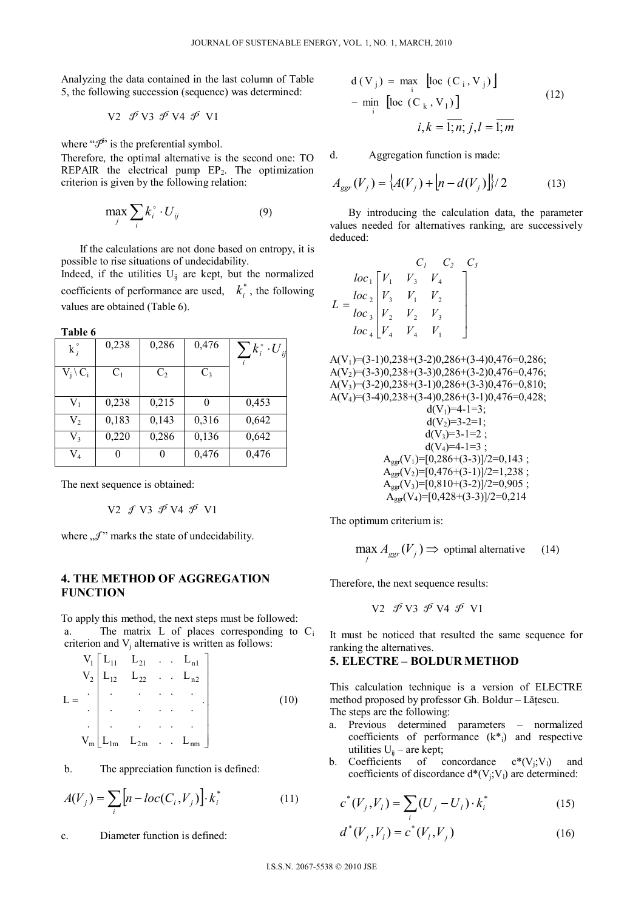Analyzing the data contained in the last column of Table 5, the following succession (sequence) was determined:

$$V2 \;\mathscr{P}\; V3 \;\mathscr{P}\; V4 \;\mathscr{P}\; V1$$

where "$\mathscr{P}$" is the preferential symbol.

Therefore, the optimal alternative is the second one: TO REPAIR the electrical pump $EP_2$. The optimization criterion is given by the following relation:

$$\max_j \sum_i k_i^{\circ} \cdot U_{ij} \tag{9}$$

If the calculations are not done based on entropy, it is possible to rise situations of undecidability.

Indeed, if the utilities $U_{ij}$ are kept, but the normalized coefficients of performance are used, $k_i^*$, the following values are obtained (Table 6).

**Table 6**

| $k_i^{\circ}$ | 0,238 | 0,286 | 0,476 | $\sum_i k_i^{\circ} \cdot U_{ij}$ |
|---|---|---|---|---|
| $V_j \setminus C_i$ | $C_1$ | $C_2$ | $C_3$ | |
| $V_1$ | 0,238 | 0,215 | 0 | 0,453 |
| $V_2$ | 0,183 | 0,143 | 0,316 | 0,642 |
| $V_3$ | 0,220 | 0,286 | 0,136 | 0,642 |
| $V_4$ | 0 | 0 | 0,476 | 0,476 |

The next sequence is obtained:

$$V2 \;\mathscr{I}\; V3 \;\mathscr{P}\; V4 \;\mathscr{P}\; V1$$

where „$\mathscr{I}$" marks the state of undecidability.

## 4. THE METHOD OF AGGREGATION FUNCTION

To apply this method, the next steps must be followed:

a. The matrix L of places corresponding to $C_i$ criterion and $V_j$ alternative is written as follows:

$$L = \begin{array}{c} V_1 \\ V_2 \\ . \\ . \\ . \\ V_m \end{array} \begin{bmatrix} L_{11} & L_{21} & . & . & L_{n1} \\ L_{12} & L_{22} & . & . & L_{n2} \\ . & . & . & . & . \\ . & . & . & . & . \\ . & . & . & . & . \\ L_{1m} & L_{2m} & . & . & L_{nm} \end{bmatrix}. \tag{10}$$

b. The appreciation function is defined:

$$A(V_j) = \sum_i \left[n - loc(C_i, V_j)\right] \cdot k_i^* \tag{11}$$

c. Diameter function is defined:

$$d(V_j) = \max_i \left[loc(C_i, V_j)\right] - \min_i \left[loc(C_k, V_1)\right] \qquad i,k = \overline{1;n};\, j,l = \overline{1;m} \tag{12}$$

d. Aggregation function is made:

$$A_{ggr}(V_j) = \left\{A(V_j) + \left[n - d(V_j)\right]\right\}/2 \tag{13}$$

By introducing the calculation data, the parameter values needed for alternatives ranking, are successively deduced:

$$L = \begin{array}{c} \\ loc_1 \\ loc_2 \\ loc_3 \\ loc_4 \end{array} \begin{array}{c} \begin{array}{ccc} C_1 & C_2 & C_3 \end{array} \\ \begin{bmatrix} V_1 & V_3 & V_4 \\ V_3 & V_1 & V_2 \\ V_2 & V_2 & V_3 \\ V_4 & V_4 & V_1 \end{bmatrix} \end{array}$$

$A(V_1)=(3-1)0,238+(3-2)0,286+(3-4)0,476=0,286;$
$A(V_2)=(3-3)0,238+(3-3)0,286+(3-2)0,476=0,476;$
$A(V_3)=(3-2)0,238+(3-1)0,286+(3-3)0,476=0,810;$
$A(V_4)=(3-4)0,238+(3-4)0,286+(3-1)0,476=0,428;$

$d(V_1)=4-1=3;$
$d(V_2)=3-2=1;$
$d(V_3)=3-1=2;$
$d(V_4)=4-1=3;$
$A_{ggr}(V_1)=[0,286+(3-3)]/2=0,143;$
$A_{ggr}(V_2)=[0,476+(3-1)]/2=1,238;$
$A_{ggr}(V_3)=[0,810+(3-2)]/2=0,905;$
$A_{ggr}(V_4)=[0,428+(3-3)]/2=0,214$

The optimum criterium is:

$$\max_j A_{ggr}(V_j) \Rightarrow \text{optimal alternative} \tag{14}$$

Therefore, the next sequence results:

$$V2 \;\mathscr{P}\; V3 \;\mathscr{P}\; V4 \;\mathscr{P}\; V1$$

It must be noticed that resulted the same sequence for ranking the alternatives.

## 5. ELECTRE – BOLDUR METHOD

This calculation technique is a version of ELECTRE method proposed by professor Gh. Boldur – Lățescu.

The steps are the following:

a. Previous determined parameters – normalized coefficients of performance ($k^*_i$) and respective utilities $U_{ij}$ – are kept;
b. Coefficients of concordance $c^*(V_j;V_l)$ and coefficients of discordance $d^*(V_j;V_l)$ are determined:

$$c^*(V_j, V_l) = \sum_i (U_j - U_l) \cdot k_i^* \tag{15}$$

$$d^*(V_j, V_l) = c^*(V_l, V_j) \tag{16}$$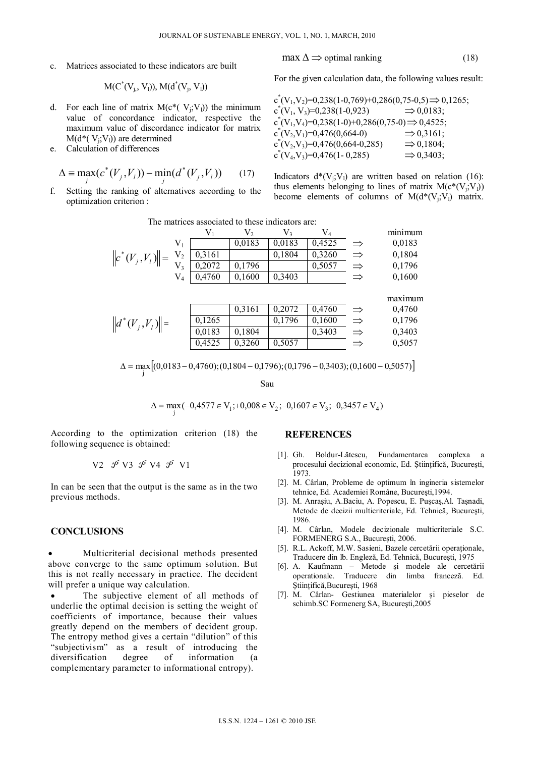c. Matrices associated to these indicators are built

$$M(C^*(V_j, V_l)),\ M(d^*(V_j, V_l))$$

d. For each line of matrix $M(c^*(V_j;V_l))$ the minimum value of concordance indicator, respective the maximum value of discordance indicator for matrix $M(d^*(V_j;V_l))$ are determined

e. Calculation of differences

$$\Delta \equiv \max_j (c^*(V_j,V_l)) - \min_j (d^*(V_j,V_l)) \qquad (17)$$

f. Setting the ranking of alternatives according to the optimization criterion :

$$\max \Delta \Rightarrow \text{optimal ranking} \qquad (18)$$

For the given calculation data, the following values result:

$c^*(V_1,V_2)=0{,}238(1-0{,}769)+0{,}286(0{,}75-0{,}5) \Rightarrow 0{,}1265;$
$c^*(V_1, V_3)=0{,}238(1-0{,}923) \Rightarrow 0{,}0183;$
$c^*(V_1,V_4)=0{,}238(1-0)+0{,}286(0{,}75-0) \Rightarrow 0{,}4525;$
$c^*(V_2,V_1)=0{,}476(0{,}664-0) \Rightarrow 0{,}3161;$
$c^*(V_2,V_3)=0{,}476(0{,}664-0{,}285) \Rightarrow 0{,}1804;$
$c^*(V_4,V_3)=0{,}476(1- 0{,}285) \Rightarrow 0{,}3403;$

Indicators $d^*(V_j;V_l)$ are written based on relation (16): thus elements belonging to lines of matrix $M(c^*(V_j;V_l))$ become elements of columns of $M(d^*(V_j;V_l))$ matrix.

The matrices associated to these indicators are:

$\|c^*(V_j,V_l)\| =$

| | $V_1$ | $V_2$ | $V_3$ | $V_4$ | | minimum |
|---|---|---|---|---|---|---|
| $V_1$ | | 0,0183 | 0,0183 | 0,4525 | $\Rightarrow$ | 0,0183 |
| $V_2$ | 0,3161 | | 0,1804 | 0,3260 | $\Rightarrow$ | 0,1804 |
| $V_3$ | 0,2072 | 0,1796 | | 0,5057 | $\Rightarrow$ | 0,1796 |
| $V_4$ | 0,4760 | 0,1600 | 0,3403 | | $\Rightarrow$ | 0,1600 |

$\|d^*(V_j,V_l)\| =$

| | | | | | maximum |
|---|---|---|---|---|---|
| | 0,3161 | 0,2072 | 0,4760 | $\Rightarrow$ | 0,4760 |
| 0,1265 | | 0,1796 | 0,1600 | $\Rightarrow$ | 0,1796 |
| 0,0183 | 0,1804 | | 0,3403 | $\Rightarrow$ | 0,3403 |
| 0,4525 | 0,3260 | 0,5057 | | $\Rightarrow$ | 0,5057 |

$$\Delta = \max_j \left[(0{,}0183 - 0{,}4760); (0{,}1804 - 0{,}1796); (0{,}1796 - 0{,}3403); (0{,}1600 - 0{,}5057)\right]$$

Sau

$$\Delta = \max_j (-0{,}4577 \in V_1; +0{,}008 \in V_2; -0{,}1607 \in V_3; -0{,}3457 \in V_4)$$

According to the optimization criterion (18) the following sequence is obtained:

$$V2 \;\mathscr{P}\; V3 \;\mathscr{P}\; V4 \;\mathscr{P}\; V1$$

In can be seen that the output is the same as in the two previous methods.

## CONCLUSIONS

- Multicriterial decisional methods presented above converge to the same optimum solution. But this is not really necessary in practice. The decident will prefer a unique way calculation.
- The subjective element of all methods of underlie the optimal decision is setting the weight of coefficients of importance, because their values greatly depend on the members of decident group. The entropy method gives a certain "dilution" of this "subjectivism" as a result of introducing the diversification degree of information (a complementary parameter to informational entropy).

## REFERENCES

[1]. Gh. Boldur-Lătescu, Fundamentarea complexa a procesului decizional economic, Ed. Științifică, București, 1973.

[2]. M. Cârlan, Probleme de optimum în ingineria sistemelor tehnice, Ed. Academiei Române, București,1994.

[3]. M. Anrașiu, A.Baciu, A. Popescu, E. Pușcaș,Al. Tașnadi, Metode de decizii multicriteriale, Ed. Tehnică, București, 1986.

[4]. M. Cârlan, Modele decizionale multicriteriale S.C. FORMENERG S.A., București, 2006.

[5]. R.L. Ackoff, M.W. Sasieni, Bazele cercetării operaționale, Traducere din lb. Engleză, Ed. Tehnică, București, 1975

[6]. A. Kaufmann – Metode și modele ale cercetării operationale. Traducere din limba franceză. Ed. Științifică,București, 1968

[7]. M. Cârlan- Gestiunea materialelor și pieselor de schimb.SC Formenerg SA, București,2005